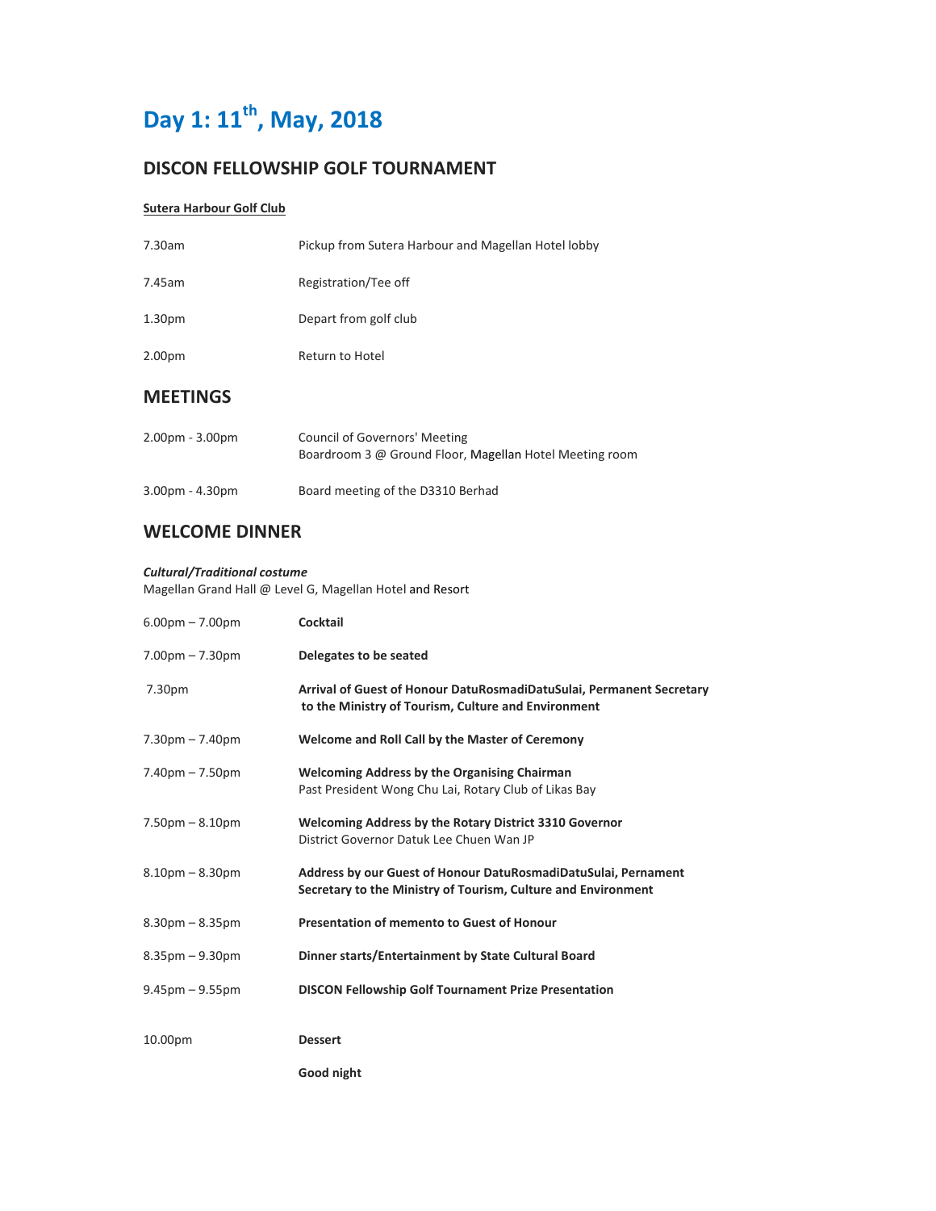# Day 1: 11th, May, 2018

## DISCON FELLOWSHIP GOLF TOURNAMENT

**Sutera Harbour Golf Club**

| | |
|---|---|
| 7.30am | Pickup from Sutera Harbour and Magellan Hotel lobby |
| 7.45am | Registration/Tee off |
| 1.30pm | Depart from golf club |
| 2.00pm | Return to Hotel |

## MEETINGS

| | |
|---|---|
| 2.00pm - 3.00pm | Council of Governors' Meeting<br>Boardroom 3 @ Ground Floor, Magellan Hotel Meeting room |
| 3.00pm - 4.30pm | Board meeting of the D3310 Berhad |

## WELCOME DINNER

***Cultural/Traditional costume***
Magellan Grand Hall @ Level G, Magellan Hotel and Resort

| | |
|---|---|
| 6.00pm – 7.00pm | **Cocktail** |
| 7.00pm – 7.30pm | **Delegates to be seated** |
| 7.30pm | **Arrival of Guest of Honour DatuRosmadiDatuSulai, Permanent Secretary to the Ministry of Tourism, Culture and Environment** |
| 7.30pm – 7.40pm | **Welcome and Roll Call by the Master of Ceremony** |
| 7.40pm – 7.50pm | **Welcoming Address by the Organising Chairman**<br>Past President Wong Chu Lai, Rotary Club of Likas Bay |
| 7.50pm – 8.10pm | **Welcoming Address by the Rotary District 3310 Governor**<br>District Governor Datuk Lee Chuen Wan JP |
| 8.10pm – 8.30pm | **Address by our Guest of Honour DatuRosmadiDatuSulai, Pernament Secretary to the Ministry of Tourism, Culture and Environment** |
| 8.30pm – 8.35pm | **Presentation of memento to Guest of Honour** |
| 8.35pm – 9.30pm | **Dinner starts/Entertainment by State Cultural Board** |
| 9.45pm – 9.55pm | **DISCON Fellowship Golf Tournament Prize Presentation** |
| 10.00pm | **Dessert** |
| | **Good night** |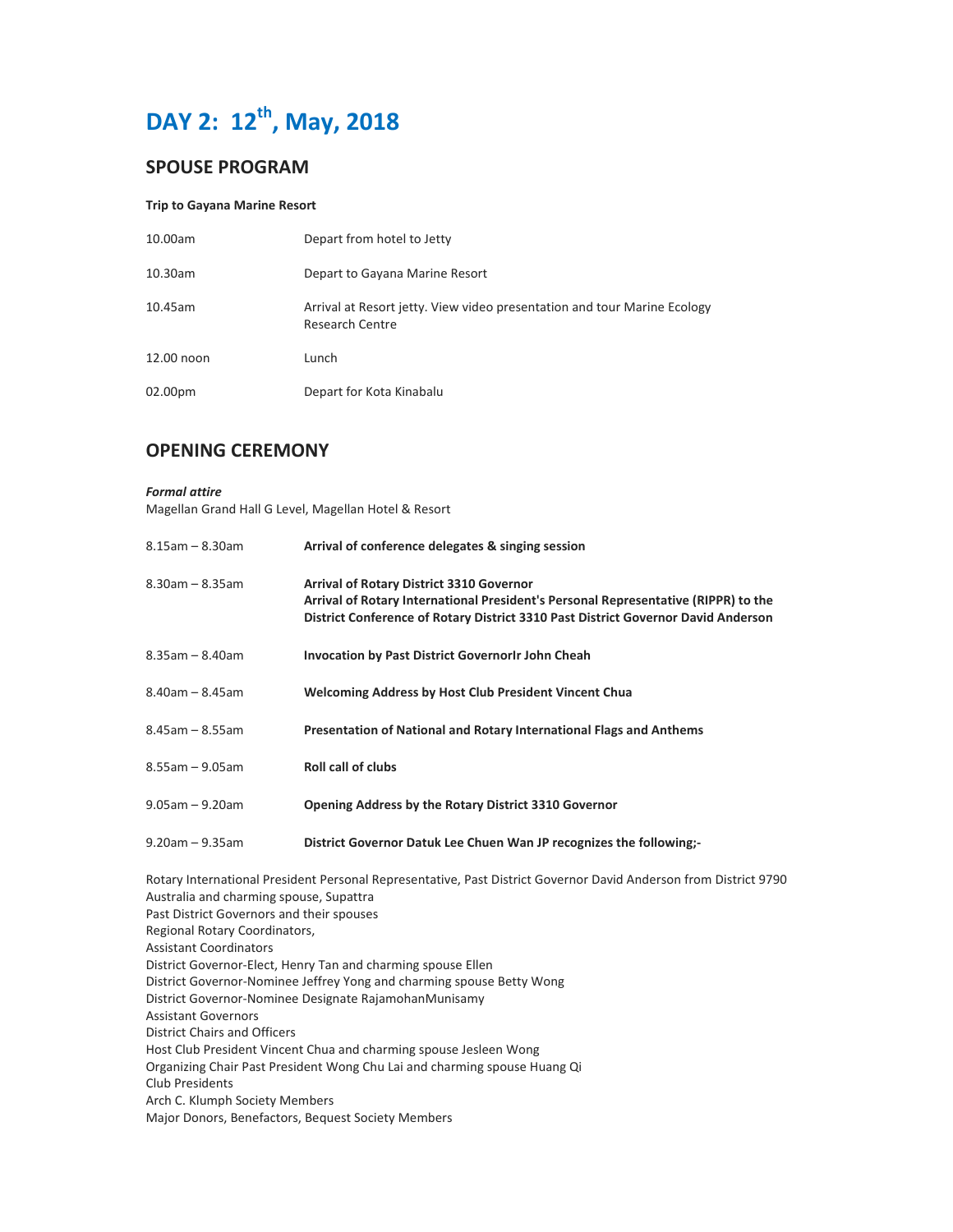# DAY 2: 12th, May, 2018

## SPOUSE PROGRAM

**Trip to Gayana Marine Resort**

| | |
|---|---|
| 10.00am | Depart from hotel to Jetty |
| 10.30am | Depart to Gayana Marine Resort |
| 10.45am | Arrival at Resort jetty. View video presentation and tour Marine Ecology Research Centre |
| 12.00 noon | Lunch |
| 02.00pm | Depart for Kota Kinabalu |

## OPENING CEREMONY

***Formal attire***
Magellan Grand Hall G Level, Magellan Hotel & Resort

| | |
|---|---|
| 8.15am – 8.30am | **Arrival of conference delegates & singing session** |
| 8.30am – 8.35am | **Arrival of Rotary District 3310 Governor**<br>**Arrival of Rotary International President's Personal Representative (RIPPR) to the District Conference of Rotary District 3310 Past District Governor David Anderson** |
| 8.35am – 8.40am | **Invocation by Past District GovernorIr John Cheah** |
| 8.40am – 8.45am | **Welcoming Address by Host Club President Vincent Chua** |
| 8.45am – 8.55am | **Presentation of National and Rotary International Flags and Anthems** |
| 8.55am – 9.05am | **Roll call of clubs** |
| 9.05am – 9.20am | **Opening Address by the Rotary District 3310 Governor** |
| 9.20am – 9.35am | **District Governor Datuk Lee Chuen Wan JP recognizes the following;-** |

Rotary International President Personal Representative, Past District Governor David Anderson from District 9790 Australia and charming spouse, Supattra
Past District Governors and their spouses
Regional Rotary Coordinators,
Assistant Coordinators
District Governor-Elect, Henry Tan and charming spouse Ellen
District Governor-Nominee Jeffrey Yong and charming spouse Betty Wong
District Governor-Nominee Designate RajamohanMunisamy
Assistant Governors
District Chairs and Officers
Host Club President Vincent Chua and charming spouse Jesleen Wong
Organizing Chair Past President Wong Chu Lai and charming spouse Huang Qi
Club Presidents
Arch C. Klumph Society Members
Major Donors, Benefactors, Bequest Society Members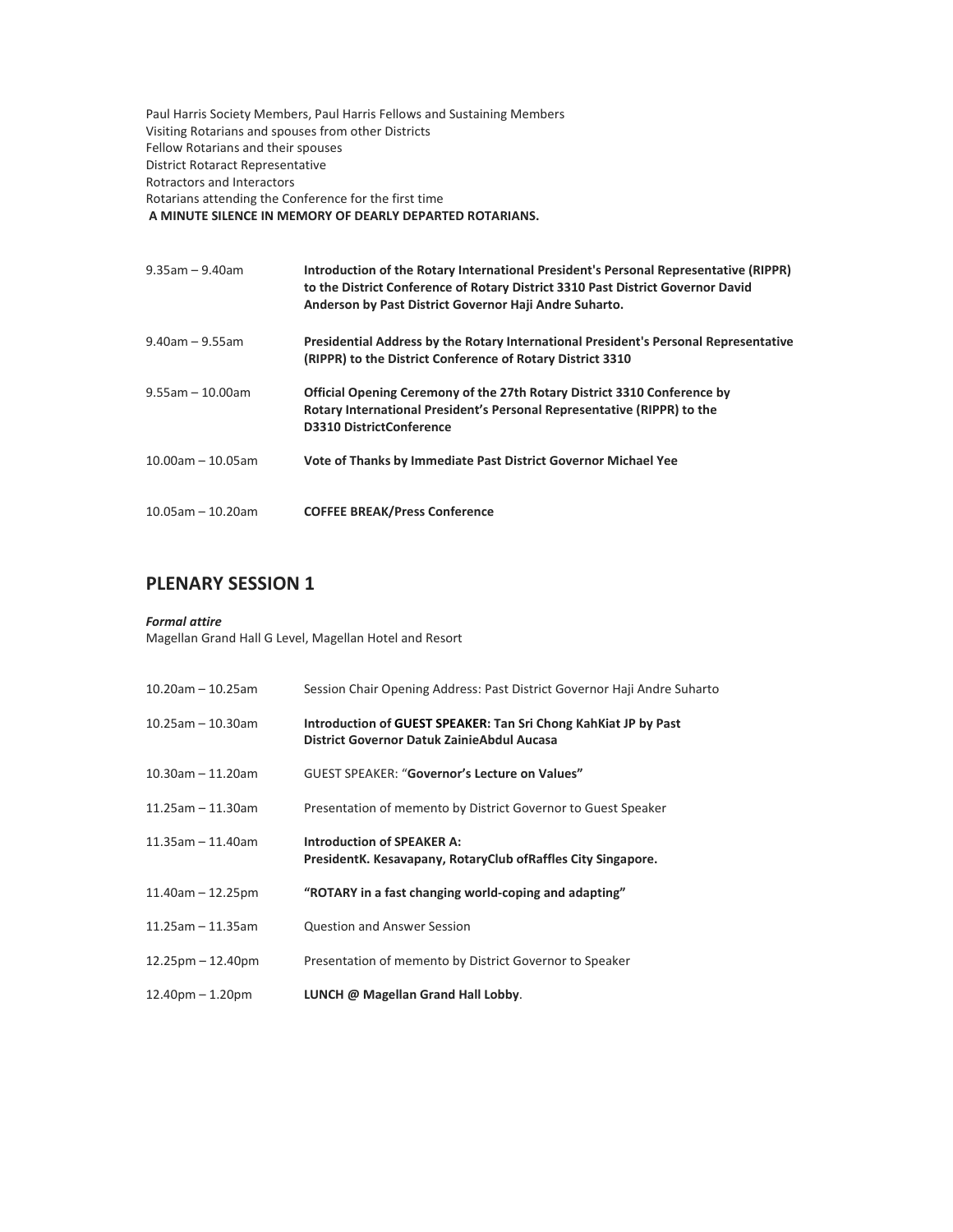Paul Harris Society Members, Paul Harris Fellows and Sustaining Members
Visiting Rotarians and spouses from other Districts
Fellow Rotarians and their spouses
District Rotaract Representative
Rotractors and Interactors
Rotarians attending the Conference for the first time
**A MINUTE SILENCE IN MEMORY OF DEARLY DEPARTED ROTARIANS.**

| | |
|---|---|
| 9.35am – 9.40am | **Introduction of the Rotary International President's Personal Representative (RIPPR) to the District Conference of Rotary District 3310 Past District Governor David Anderson by Past District Governor Haji Andre Suharto.** |
| 9.40am – 9.55am | **Presidential Address by the Rotary International President's Personal Representative (RIPPR) to the District Conference of Rotary District 3310** |
| 9.55am – 10.00am | **Official Opening Ceremony of the 27th Rotary District 3310 Conference by Rotary International President's Personal Representative (RIPPR) to the D3310 DistrictConference** |
| 10.00am – 10.05am | **Vote of Thanks by Immediate Past District Governor Michael Yee** |
| 10.05am – 10.20am | **COFFEE BREAK/Press Conference** |

## PLENARY SESSION 1

***Formal attire***
Magellan Grand Hall G Level, Magellan Hotel and Resort

| | |
|---|---|
| 10.20am – 10.25am | Session Chair Opening Address: Past District Governor Haji Andre Suharto |
| 10.25am – 10.30am | **Introduction of GUEST SPEAKER: Tan Sri Chong KahKiat JP by Past District Governor Datuk ZainieAbdul Aucasa** |
| 10.30am – 11.20am | GUEST SPEAKER: "**Governor's Lecture on Values"** |
| 11.25am – 11.30am | Presentation of memento by District Governor to Guest Speaker |
| 11.35am – 11.40am | **Introduction of SPEAKER A: PresidentK. Kesavapany, RotaryClub ofRaffles City Singapore.** |
| 11.40am – 12.25pm | **"ROTARY in a fast changing world-coping and adapting"** |
| 11.25am – 11.35am | Question and Answer Session |
| 12.25pm – 12.40pm | Presentation of memento by District Governor to Speaker |
| 12.40pm – 1.20pm | **LUNCH @ Magellan Grand Hall Lobby**. |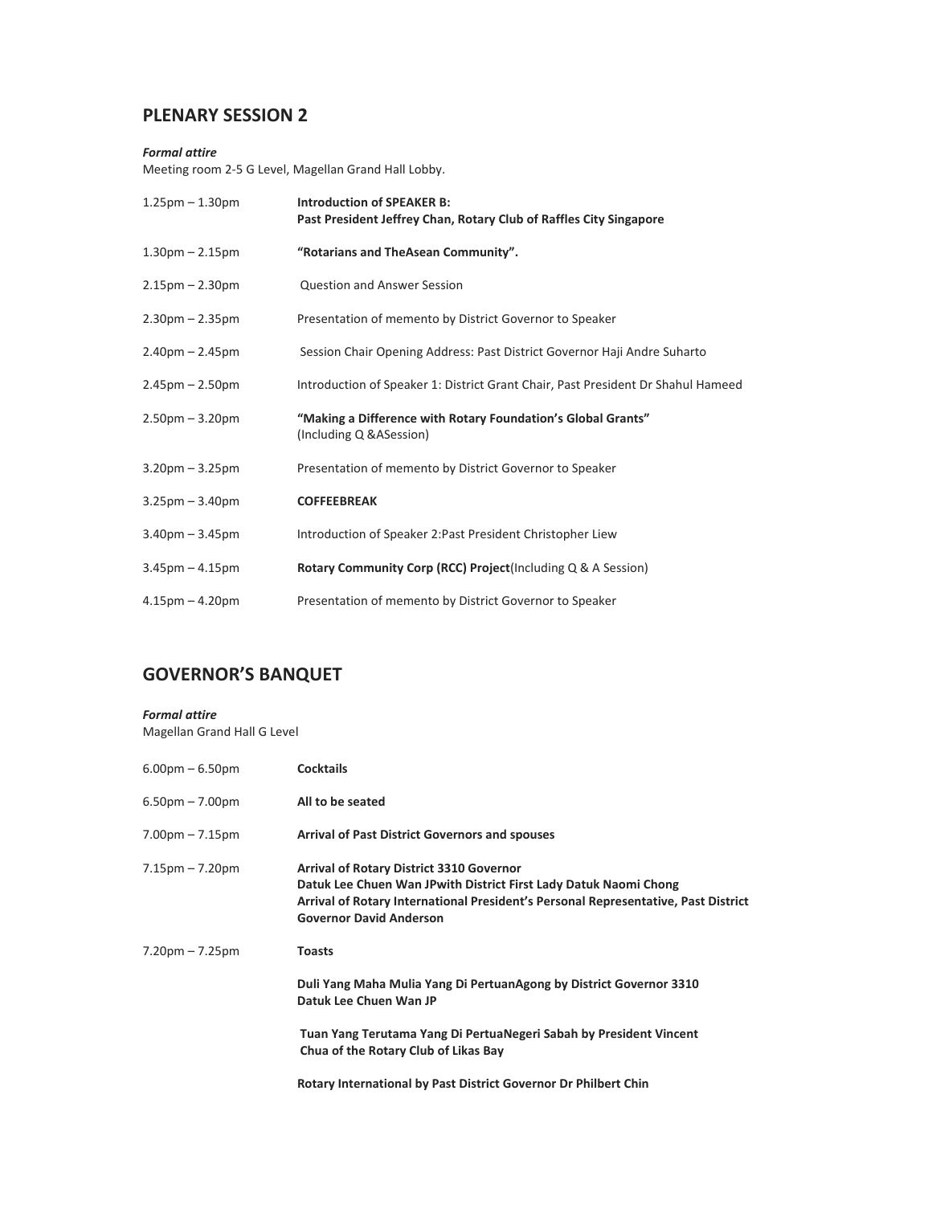## PLENARY SESSION 2

***Formal attire***
Meeting room 2-5 G Level, Magellan Grand Hall Lobby.

| | |
|---|---|
| 1.25pm – 1.30pm | **Introduction of SPEAKER B:**<br>**Past President Jeffrey Chan, Rotary Club of Raffles City Singapore** |
| 1.30pm – 2.15pm | **"Rotarians and TheAsean Community".** |
| 2.15pm – 2.30pm | Question and Answer Session |
| 2.30pm – 2.35pm | Presentation of memento by District Governor to Speaker |
| 2.40pm – 2.45pm | Session Chair Opening Address: Past District Governor Haji Andre Suharto |
| 2.45pm – 2.50pm | Introduction of Speaker 1: District Grant Chair, Past President Dr Shahul Hameed |
| 2.50pm – 3.20pm | **"Making a Difference with Rotary Foundation's Global Grants"**<br>(Including Q &ASession) |
| 3.20pm – 3.25pm | Presentation of memento by District Governor to Speaker |
| 3.25pm – 3.40pm | **COFFEEBREAK** |
| 3.40pm – 3.45pm | Introduction of Speaker 2:Past President Christopher Liew |
| 3.45pm – 4.15pm | **Rotary Community Corp (RCC) Project**(Including Q & A Session) |
| 4.15pm – 4.20pm | Presentation of memento by District Governor to Speaker |

## GOVERNOR'S BANQUET

***Formal attire***
Magellan Grand Hall G Level

| | |
|---|---|
| 6.00pm – 6.50pm | **Cocktails** |
| 6.50pm – 7.00pm | **All to be seated** |
| 7.00pm – 7.15pm | **Arrival of Past District Governors and spouses** |
| 7.15pm – 7.20pm | **Arrival of Rotary District 3310 Governor**<br>**Datuk Lee Chuen Wan JPwith District First Lady Datuk Naomi Chong**<br>**Arrival of Rotary International President's Personal Representative, Past District Governor David Anderson** |
| 7.20pm – 7.25pm | **Toasts**<br><br>**Duli Yang Maha Mulia Yang Di PertuanAgong by District Governor 3310 Datuk Lee Chuen Wan JP**<br><br>**Tuan Yang Terutama Yang Di PertuaNegeri Sabah by President Vincent Chua of the Rotary Club of Likas Bay**<br><br>**Rotary International by Past District Governor Dr Philbert Chin** |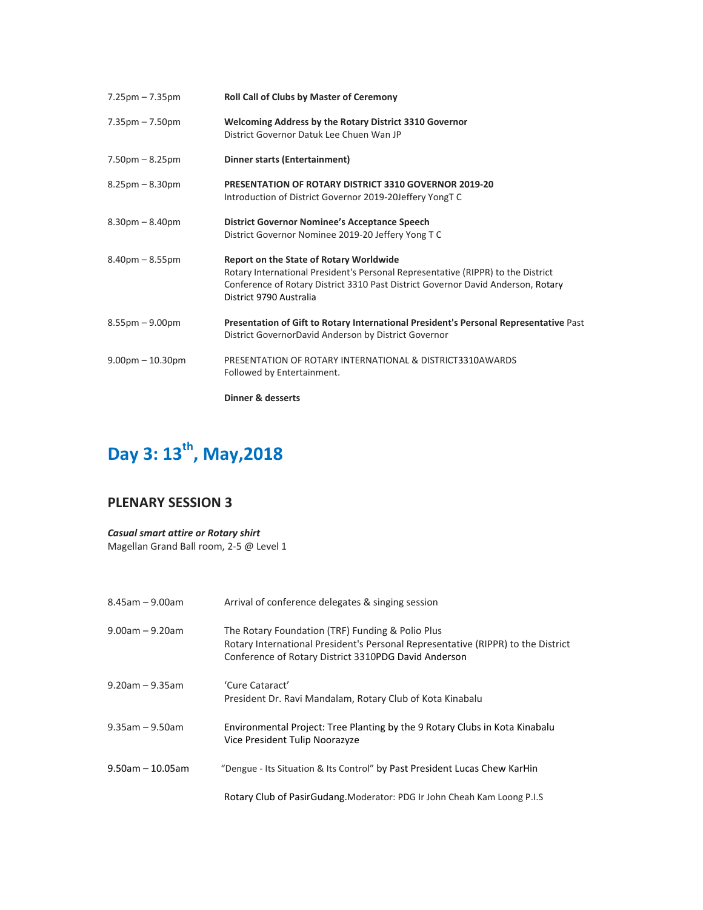| | |
|---|---|
| 7.25pm – 7.35pm | **Roll Call of Clubs by Master of Ceremony** |
| 7.35pm – 7.50pm | **Welcoming Address by the Rotary District 3310 Governor**<br>District Governor Datuk Lee Chuen Wan JP |
| 7.50pm – 8.25pm | **Dinner starts (Entertainment)** |
| 8.25pm – 8.30pm | **PRESENTATION OF ROTARY DISTRICT 3310 GOVERNOR 2019-20**<br>Introduction of District Governor 2019-20Jeffery YongT C |
| 8.30pm – 8.40pm | **District Governor Nominee's Acceptance Speech**<br>District Governor Nominee 2019-20 Jeffery Yong T C |
| 8.40pm – 8.55pm | **Report on the State of Rotary Worldwide**<br>Rotary International President's Personal Representative (RIPPR) to the District Conference of Rotary District 3310 Past District Governor David Anderson, Rotary District 9790 Australia |
| 8.55pm – 9.00pm | **Presentation of Gift to Rotary International President's Personal Representative** Past District GovernorDavid Anderson by District Governor |
| 9.00pm – 10.30pm | PRESENTATION OF ROTARY INTERNATIONAL & DISTRICT3310AWARDS<br>Followed by Entertainment. |
| | **Dinner & desserts** |

# Day 3: 13th, May,2018

## PLENARY SESSION 3

***Casual smart attire or Rotary shirt***
Magellan Grand Ball room, 2-5 @ Level 1

| | |
|---|---|
| 8.45am – 9.00am | Arrival of conference delegates & singing session |
| 9.00am – 9.20am | The Rotary Foundation (TRF) Funding & Polio Plus<br>Rotary International President's Personal Representative (RIPPR) to the District Conference of Rotary District 3310PDG David Anderson |
| 9.20am – 9.35am | 'Cure Cataract'<br>President Dr. Ravi Mandalam, Rotary Club of Kota Kinabalu |
| 9.35am – 9.50am | Environmental Project: Tree Planting by the 9 Rotary Clubs in Kota Kinabalu<br>Vice President Tulip Noorazyze |
| 9.50am – 10.05am | "Dengue - Its Situation & Its Control" by Past President Lucas Chew KarHin |
| | Rotary Club of PasirGudang.Moderator: PDG Ir John Cheah Kam Loong P.I.S |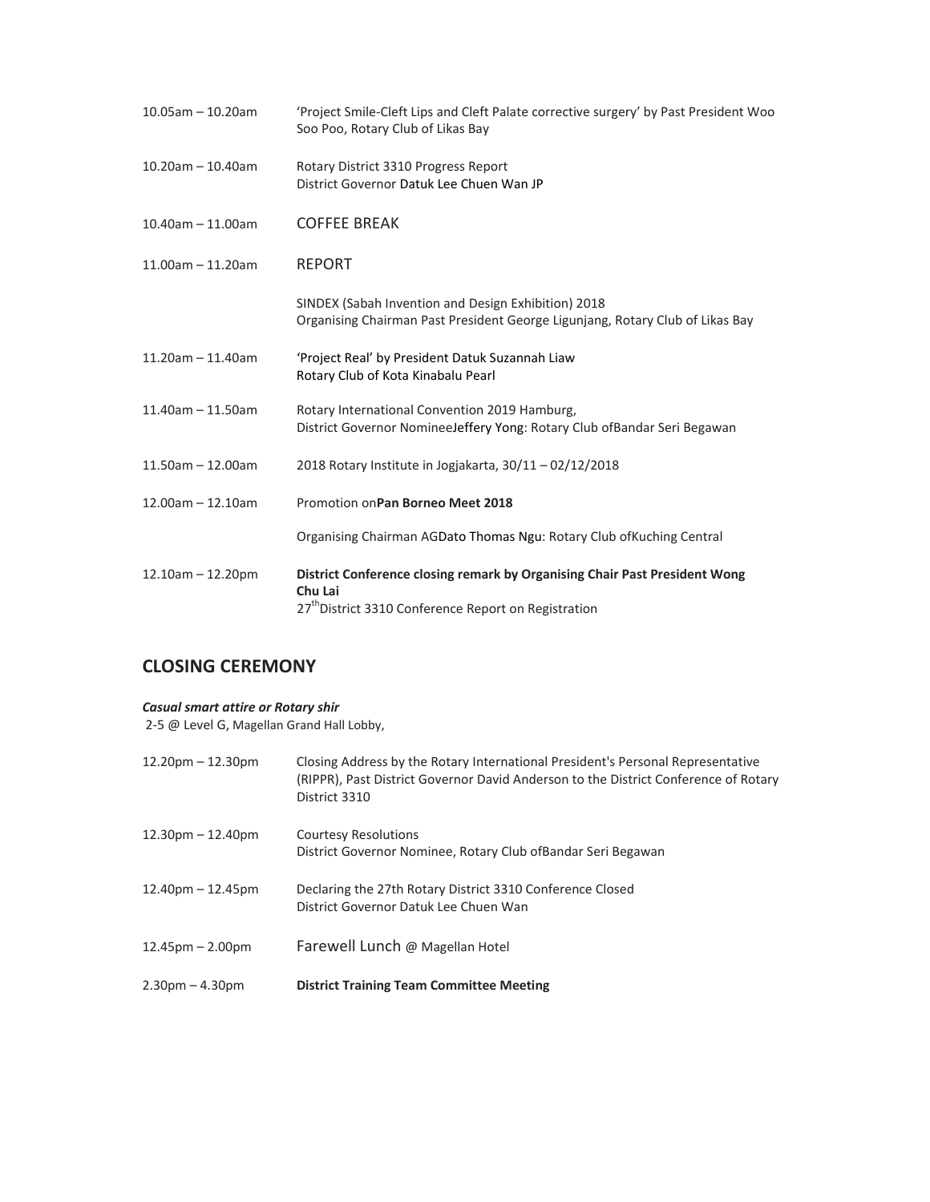| | |
|---|---|
| 10.05am – 10.20am | 'Project Smile-Cleft Lips and Cleft Palate corrective surgery' by Past President Woo Soo Poo, Rotary Club of Likas Bay |
| 10.20am – 10.40am | Rotary District 3310 Progress Report<br>District Governor Datuk Lee Chuen Wan JP |
| 10.40am – 11.00am | COFFEE BREAK |
| 11.00am – 11.20am | REPORT<br><br>SINDEX (Sabah Invention and Design Exhibition) 2018<br>Organising Chairman Past President George Ligunjang, Rotary Club of Likas Bay |
| 11.20am – 11.40am | 'Project Real' by President Datuk Suzannah Liaw<br>Rotary Club of Kota Kinabalu Pearl |
| 11.40am – 11.50am | Rotary International Convention 2019 Hamburg,<br>District Governor NomineeJeffery Yong: Rotary Club ofBandar Seri Begawan |
| 11.50am – 12.00am | 2018 Rotary Institute in Jogjakarta, 30/11 – 02/12/2018 |
| 12.00am – 12.10am | Promotion on**Pan Borneo Meet 2018**<br><br>Organising Chairman AGDato Thomas Ngu: Rotary Club ofKuching Central |
| 12.10am – 12.20pm | **District Conference closing remark by Organising Chair Past President Wong Chu Lai**<br>27th District 3310 Conference Report on Registration |

## CLOSING CEREMONY

***Casual smart attire or Rotary shir***

2-5 @ Level G, Magellan Grand Hall Lobby,

| | |
|---|---|
| 12.20pm – 12.30pm | Closing Address by the Rotary International President's Personal Representative (RIPPR), Past District Governor David Anderson to the District Conference of Rotary District 3310 |
| 12.30pm – 12.40pm | Courtesy Resolutions<br>District Governor Nominee, Rotary Club ofBandar Seri Begawan |
| 12.40pm – 12.45pm | Declaring the 27th Rotary District 3310 Conference Closed<br>District Governor Datuk Lee Chuen Wan |
| 12.45pm – 2.00pm | Farewell Lunch @ Magellan Hotel |
| 2.30pm – 4.30pm | **District Training Team Committee Meeting** |